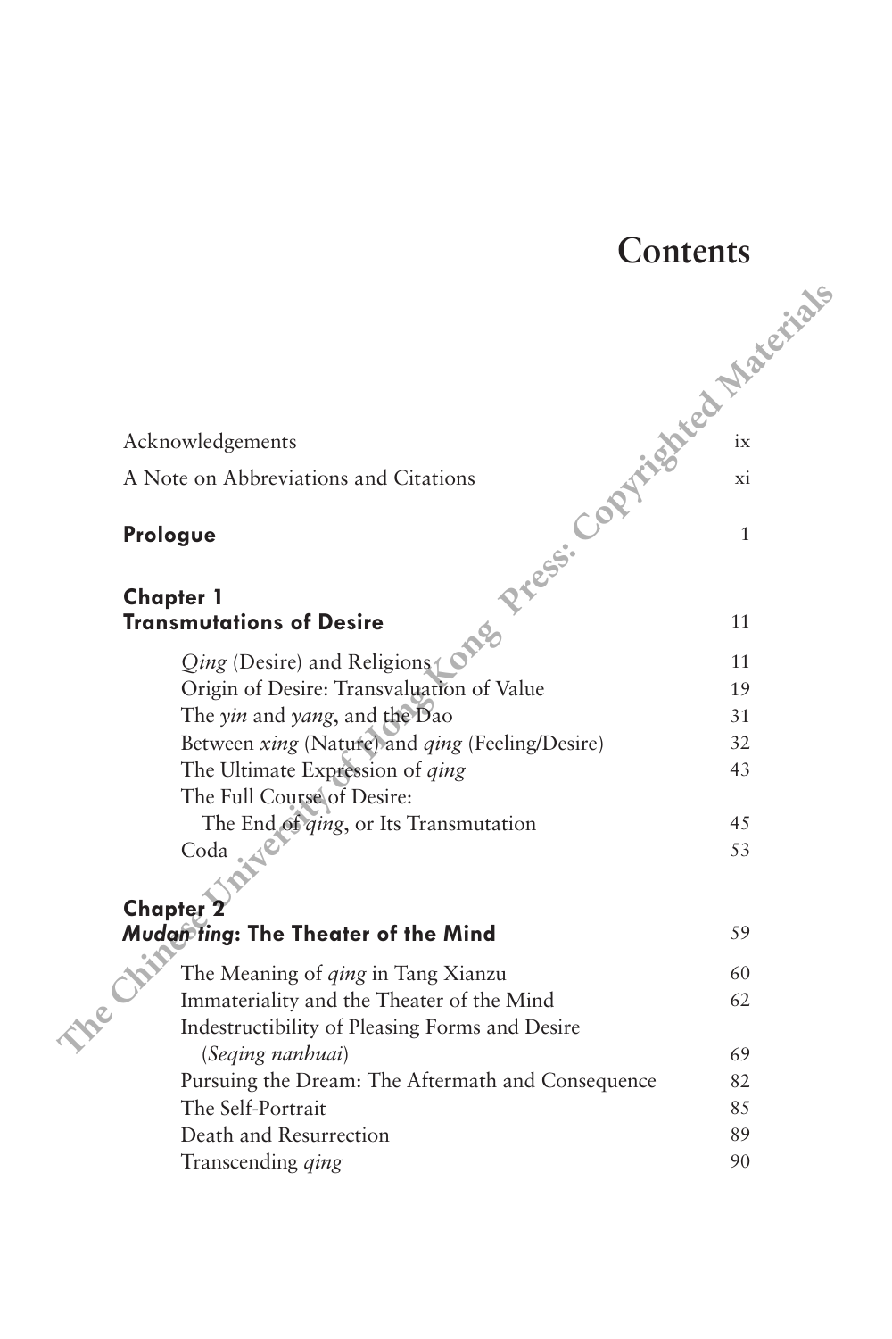# Contents

| | |
|---|---|
| Acknowledgements | ix |
| A Note on Abbreviations and Citations | xi |
| **Prologue** | 1 |
| **Chapter 1**<br>**Transmutations of Desire** | 11 |
| *Qing* (Desire) and Religions | 11 |
| Origin of Desire: Transvaluation of Value | 19 |
| The *yin* and *yang*, and the Dao | 31 |
| Between *xing* (Nature) and *qing* (Feeling/Desire) | 32 |
| The Ultimate Expression of *qing* | 43 |
| The Full Course of Desire:<br>The End of *qing*, or Its Transmutation | 45 |
| Coda | 53 |
| **Chapter 2**<br>***Mudan ting*: The Theater of the Mind** | 59 |
| The Meaning of *qing* in Tang Xianzu | 60 |
| Immateriality and the Theater of the Mind | 62 |
| Indestructibility of Pleasing Forms and Desire<br>(*Seqing nanhuai*) | 69 |
| Pursuing the Dream: The Aftermath and Consequence | 82 |
| The Self-Portrait | 85 |
| Death and Resurrection | 89 |
| Transcending *qing* | 90 |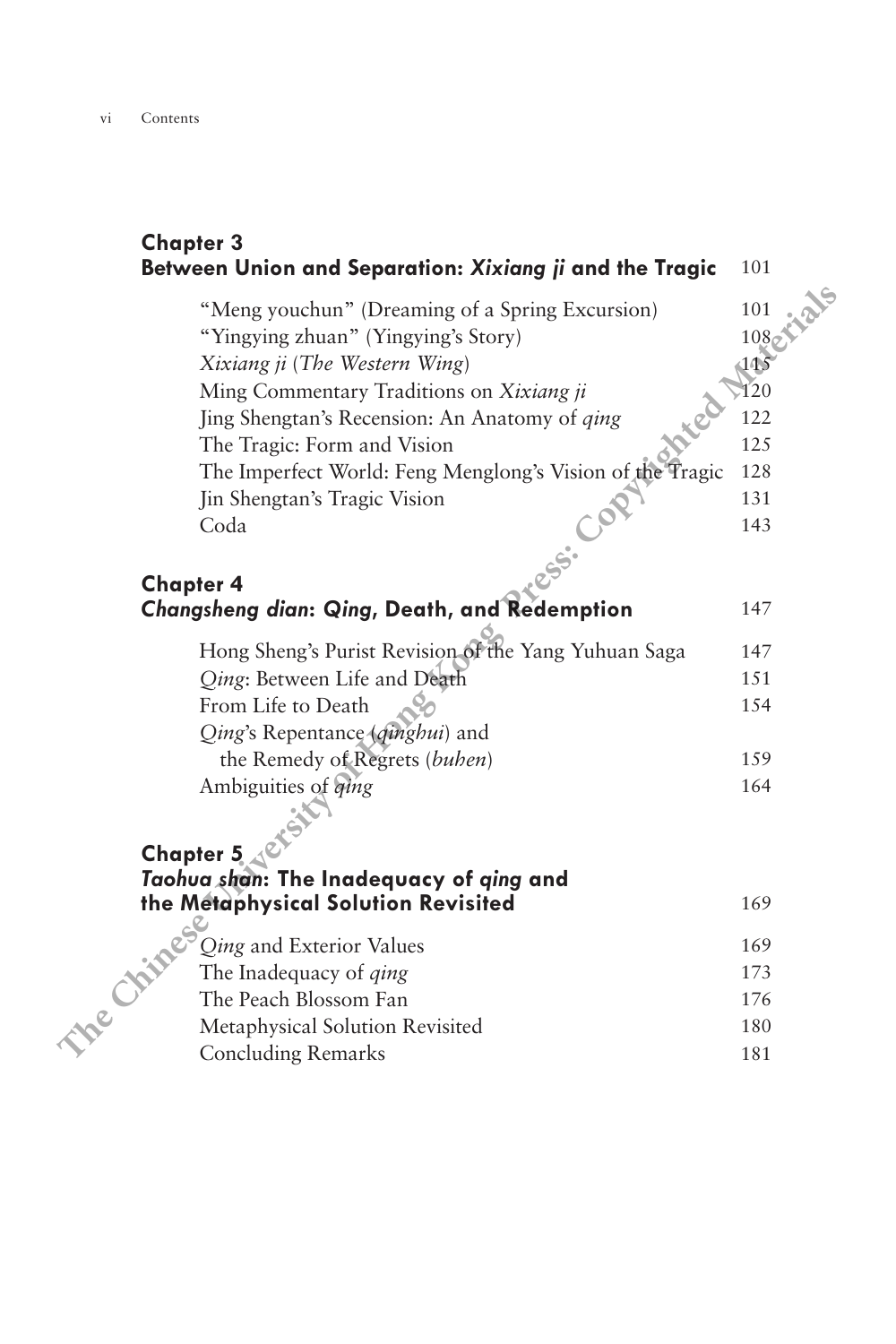## Chapter 3
## Between Union and Separation: *Xixiang ji* and the Tragic — 101

- "Meng youchun" (Dreaming of a Spring Excursion) — 101
- "Yingying zhuan" (Yingying's Story) — 108
- *Xixiang ji* (*The Western Wing*) — 115
- Ming Commentary Traditions on *Xixiang ji* — 120
- Jing Shengtan's Recension: An Anatomy of *qing* — 122
- The Tragic: Form and Vision — 125
- The Imperfect World: Feng Menglong's Vision of the Tragic — 128
- Jin Shengtan's Tragic Vision — 131
- Coda — 143

## Chapter 4
## *Changsheng dian*: *Qing*, Death, and Redemption — 147

- Hong Sheng's Purist Revision of the Yang Yuhuan Saga — 147
- *Qing*: Between Life and Death — 151
- From Life to Death — 154
- *Qing*'s Repentance (*qinghui*) and the Remedy of Regrets (*buhen*) — 159
- Ambiguities of *qing* — 164

## Chapter 5
## *Taohua shan*: The Inadequacy of *qing* and the Metaphysical Solution Revisited — 169

- *Qing* and Exterior Values — 169
- The Inadequacy of *qing* — 173
- The Peach Blossom Fan — 176
- Metaphysical Solution Revisited — 180
- Concluding Remarks — 181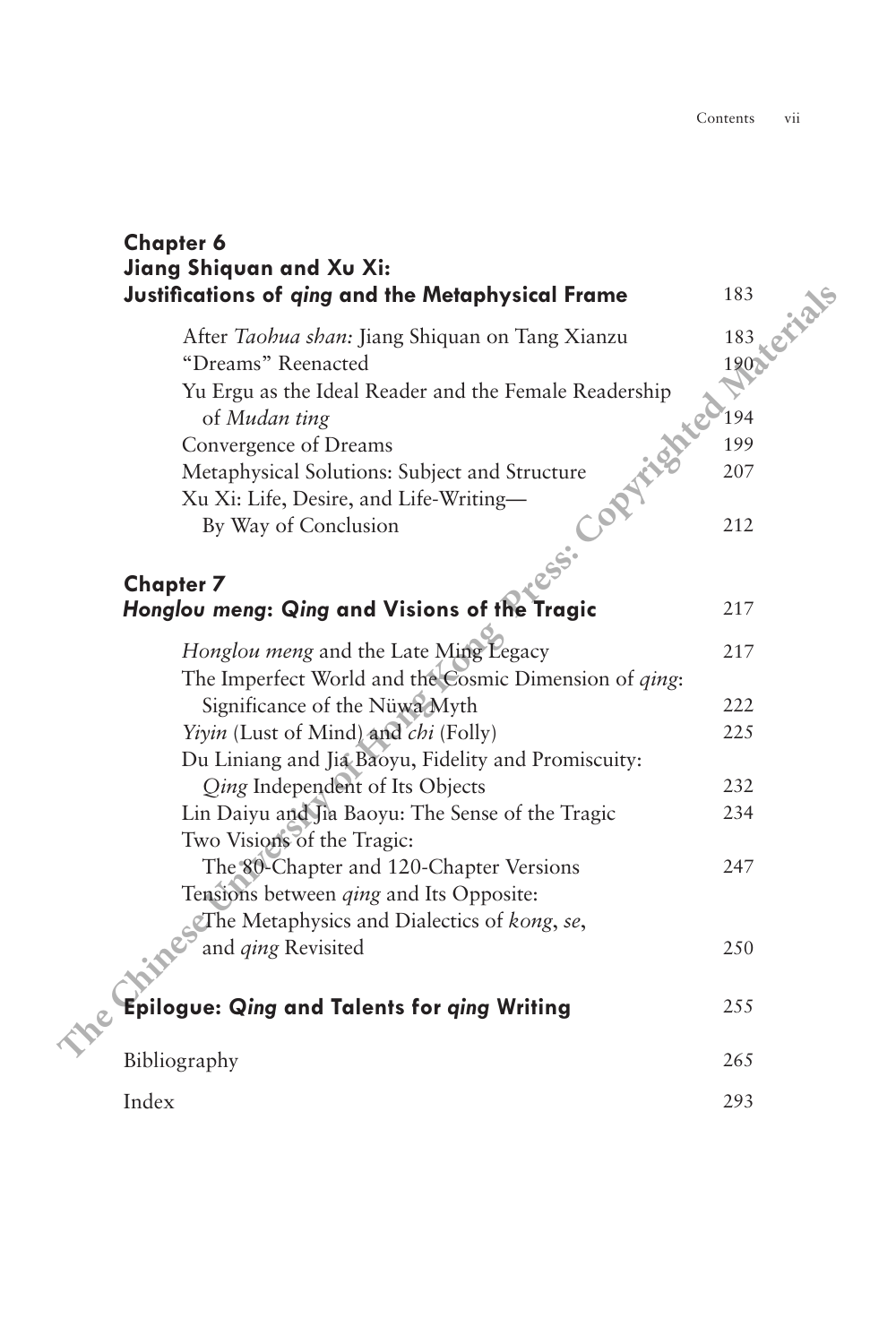## Chapter 6
## Jiang Shiquan and Xu Xi: Justifications of *qing* and the Metaphysical Frame — 183

After *Taohua shan:* Jiang Shiquan on Tang Xianzu — 183

"Dreams" Reenacted — 190

Yu Ergu as the Ideal Reader and the Female Readership of *Mudan ting* — 194

Convergence of Dreams — 199

Metaphysical Solutions: Subject and Structure — 207

Xu Xi: Life, Desire, and Life-Writing— By Way of Conclusion — 212

## Chapter 7
## *Honglou meng*: *Qing* and Visions of the Tragic — 217

*Honglou meng* and the Late Ming Legacy — 217

The Imperfect World and the Cosmic Dimension of *qing*: Significance of the Nüwa Myth — 222

*Yiyin* (Lust of Mind) and *chi* (Folly) — 225

Du Liniang and Jia Baoyu, Fidelity and Promiscuity: *Qing* Independent of Its Objects — 232

Lin Daiyu and Jia Baoyu: The Sense of the Tragic — 234

Two Visions of the Tragic: The 80-Chapter and 120-Chapter Versions — 247

Tensions between *qing* and Its Opposite: The Metaphysics and Dialectics of *kong*, *se*, and *qing* Revisited — 250

## Epilogue: *Qing* and Talents for *qing* Writing — 255

Bibliography — 265

Index — 293